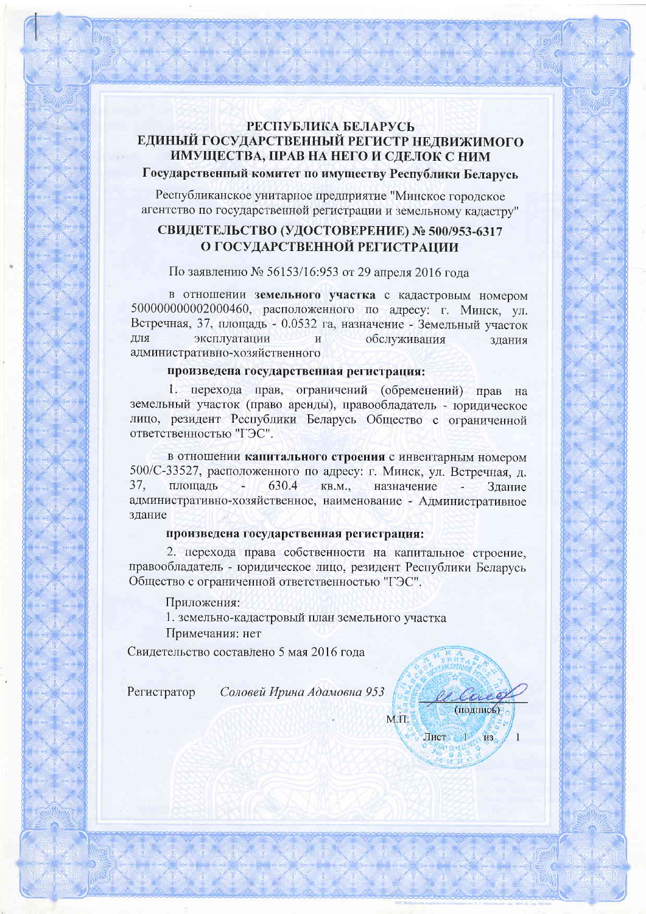# РЕСПУБЛИКА БЕЛАРУСЬ
# ЕДИНЫЙ ГОСУДАРСТВЕННЫЙ РЕГИСТР НЕДВИЖИМОГО ИМУЩЕСТВА, ПРАВ НА НЕГО И СДЕЛОК С НИМ

**Государственный комитет по имуществу Республики Беларусь**

Республиканское унитарное предприятие "Минское городское агентство по государственной регистрации и земельному кадастру"

## СВИДЕТЕЛЬСТВО (УДОСТОВЕРЕНИЕ) № 500/953-6317 О ГОСУДАРСТВЕННОЙ РЕГИСТРАЦИИ

По заявлению № 56153/16:953 от 29 апреля 2016 года

в отношении **земельного участка** с кадастровым номером 500000000002000460, расположенного по адресу: г. Минск, ул. Встречная, 37, площадь - 0.0532 га, назначение - Земельный участок для эксплуатации и обслуживания здания административно-хозяйственного

**произведена государственная регистрация:**

1. перехода прав, ограничений (обременений) прав на земельный участок (право аренды), правообладатель - юридическое лицо, резидент Республики Беларусь Общество с ограниченной ответственностью "ГЭС".

в отношении **капитального строения** с инвентарным номером 500/С-33527, расположенного по адресу: г. Минск, ул. Встречная, д. 37, площадь - 630.4 кв.м., назначение - Здание административно-хозяйственное, наименование - Административное здание

**произведена государственная регистрация:**

2. перехода права собственности на капитальное строение, правообладатель - юридическое лицо, резидент Республики Беларусь Общество с ограниченной ответственностью "ГЭС".

Приложения:

1. земельно-кадастровый план земельного участка

Примечания: нет

Свидетельство составлено 5 мая 2016 года

Регистратор *Соловей Ирина Адамовна 953* (подпись)

М.П.

Лист 1 из 1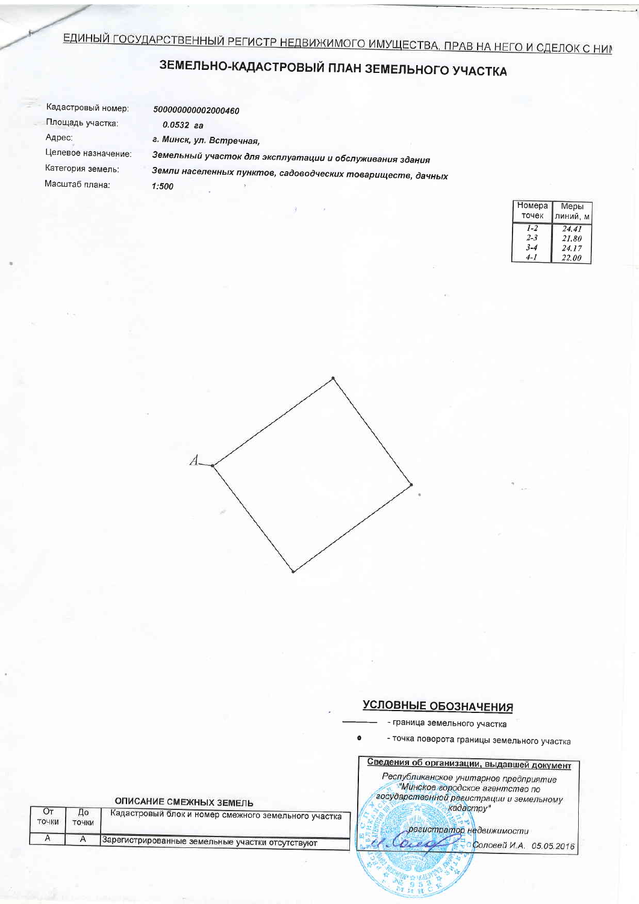ЕДИНЫЙ ГОСУДАРСТВЕННЫЙ РЕГИСТР НЕДВИЖИМОГО ИМУЩЕСТВА, ПРАВ НА НЕГО И СДЕЛОК С НИМ

# ЗЕМЕЛЬНО-КАДАСТРОВЫЙ ПЛАН ЗЕМЕЛЬНОГО УЧАСТКА

| | |
|---|---|
| Кадастровый номер: | *500000000002000460* |
| Площадь участка: | *0.0532 га* |
| Адрес: | *г. Минск, ул. Встречная,* |
| Целевое назначение: | *Земельный участок для эксплуатации и обслуживания здания* |
| Категория земель: | *Земли населенных пунктов, садоводческих товариществ, дачных* |
| Масштаб плана: | *1:500* |

| Номера точек | Меры линий, м |
|---|---|
| 1-2 | 24.41 |
| 2-3 | 21.80 |
| 3-4 | 24.17 |
| 4-1 | 22.00 |

A

## УСЛОВНЫЕ ОБОЗНАЧЕНИЯ

- граница земельного участка
- точка поворота границы земельного участка

**Сведения об организации, выдавшей документ**

*Республиканское унитарное предприятие "Минское городское агентство по государственной регистрации и земельному кадастру"*

*регистратор недвижимости*

Соловей И.А. 05.05.2016

## ОПИСАНИЕ СМЕЖНЫХ ЗЕМЕЛЬ

| От точки | До точки | Кадастровый блок и номер смежного земельного участка |
|---|---|---|
| A | A | Зарегистрированные земельные участки отсутствуют |